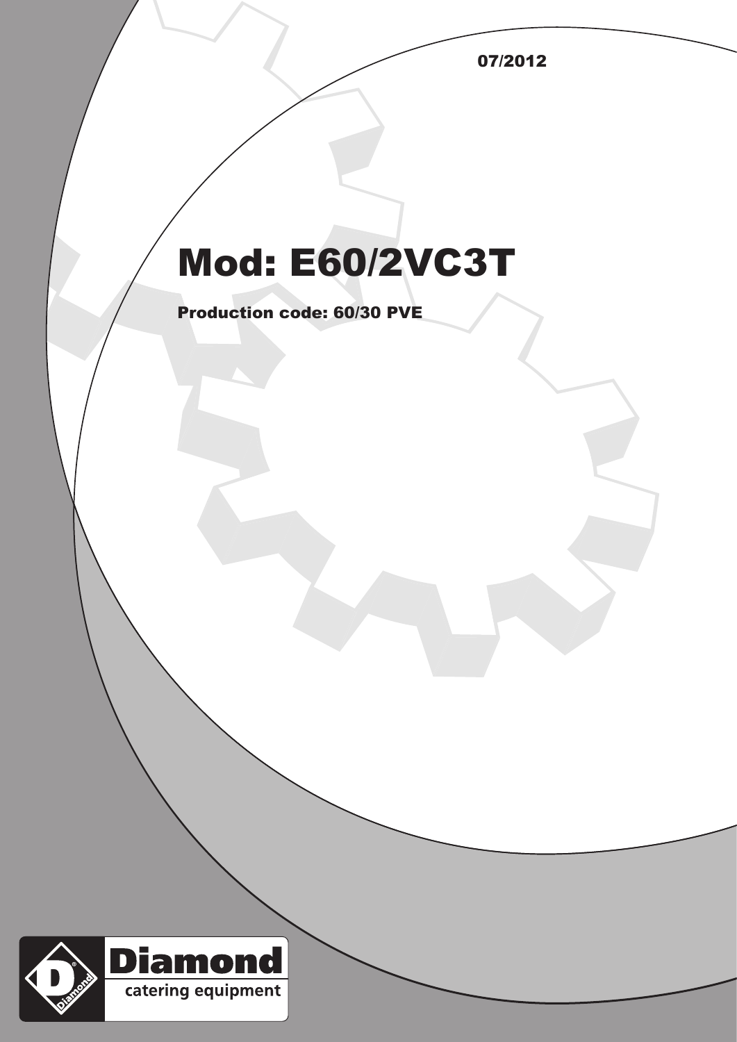07/2012

# Mod: E60/2VC3T

**Production code: 60/30 PVE**

Diamond

catering equipment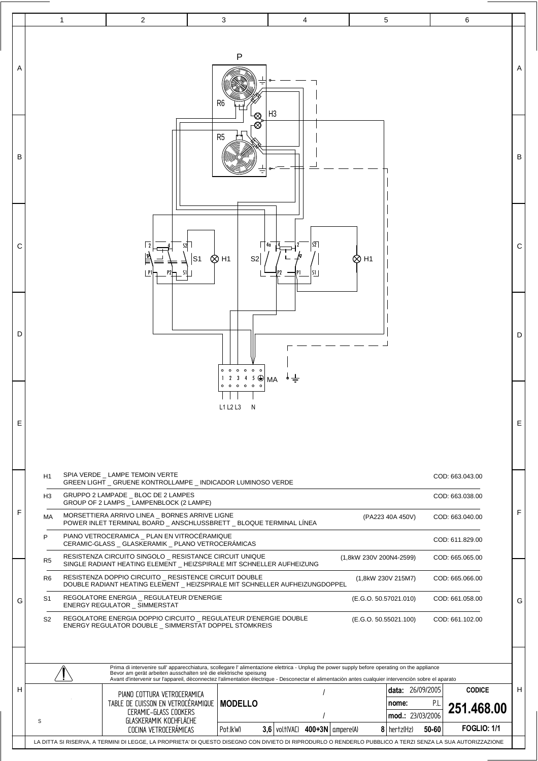P

R6

H3

R5

S1 H1

S2

H1

MA

L1 L2 L3 N

| | | | |
|---|---|---|---|
| H1 | SPIA VERDE _ LAMPE TEMOIN VERTE<br>GREEN LIGHT _ GRUENE KONTROLLAMPE _ INDICADOR LUMINOSO VERDE | | COD: 663.043.00 |
| H3 | GRUPPO 2 LAMPADE _ BLOC DE 2 LAMPES<br>GROUP OF 2 LAMPS _ LAMPENBLOCK (2 LAMPE) | | COD: 663.038.00 |
| MA | MORSETTIERA ARRIVO LINEA _ BORNES ARRIVE LIGNE<br>POWER INLET TERMINAL BOARD _ ANSCHLUSSBRETT _ BLOQUE TERMINAL LÍNEA | (PA223 40A 450V) | COD: 663.040.00 |
| P | PIANO VETROCERAMICA _ PLAN EN VITROCÉRAMIQUE<br>CERAMIC-GLASS _ GLASKERAMIK _ PLANO VETROCERÁMICAS | | COD: 611.829.00 |
| R5 | RESISTENZA CIRCUITO SINGOLO _ RESISTANCE CIRCUIT UNIQUE<br>SINGLE RADIANT HEATING ELEMENT _ HEIZSPIRALE MIT SCHNELLER AUFHEIZUNG | (1,8kW 230V 200N4-2599) | COD: 665.065.00 |
| R6 | RESISTENZA DOPPIO CIRCUITO _ RESISTENCE CIRCUIT DOUBLE<br>DOUBLE RADIANT HEATING ELEMENT _ HEIZSPIRALE MIT SCHNELLER AUFHEIZUNGDOPPEL | (1,8kW 230V 215M7) | COD: 665.066.00 |
| S1 | REGOLATORE ENERGIA _ REGULATEUR D'ENERGIE<br>ENERGY REGULATOR _ SIMMERSTAT | (E.G.O. 50.57021.010) | COD: 661.058.00 |
| S2 | REGOLATORE ENERGIA DOPPIO CIRCUITO _ REGULATEUR D'ENERGIE DOUBLE<br>ENERGY REGULATOR DOUBLE _ SIMMERSTAT DOPPEL STOMKREIS | (E.G.O. 50.55021.100) | COD: 661.102.00 |

Prima di intervenire sull' apparecchiatura, scollegare l' alimentazione elettrica - Unplug the power supply before operating on the appliance
Bevor am gerät arbeiten ausschalten srè die elektrische speisung
Avant d'intervenir sur l'appareil, dèconnectez l'alimentation èlectrique - Desconectar el alimentaciòn antes cualquier intervenciòn sobre el aparato

| | | | | | |
|---|---|---|---|---|---|
| PIANO COTTURA VETROCERAMICA<br>TABLE DE CUISSON EN VETROCÉRAMIQUE<br>CERAMIC-GLASS COOKERS<br>GLASKERAMIK KOCHFLÄCHE<br>COCINA VETROCERÁMICAS | **MODELLO** | / | **data:** 26/09/2005 | **CODICE** | |
| | | / | **nome:** P.L. | **251.468.00** | |
| | | | **mod.:** 23/03/2006 | | |
| Pot.(kW) **3,6** | volt(VAC) **400+3N** | ampere(A) **8** | hertz(Hz) **50-60** | **FOGLIO: 1/1** | |

LA DITTA SI RISERVA, A TERMINI DI LEGGE, LA PROPRIETA' DI QUESTO DISEGNO CON DIVIETO DI RIPRODURLO O RENDERLO PUBBLICO A TERZI SENZA LA SUA AUTORIZZAZIONE